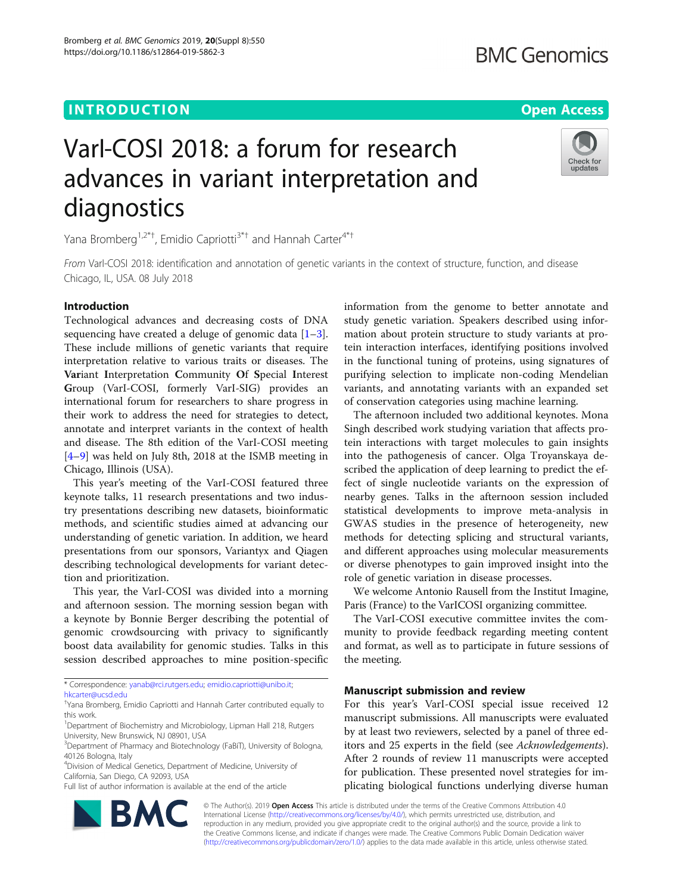**INTRODUCTION** **Open Access**

# VarI-COSI 2018: a forum for research advances in variant interpretation and diagnostics

Yana Bromberg[1,2*†], Emidio Capriotti[3*†] and Hannah Carter[4*†]

*From* VarI-COSI 2018: identification and annotation of genetic variants in the context of structure, function, and disease
Chicago, IL, USA. 08 July 2018

## Introduction

Technological advances and decreasing costs of DNA sequencing have created a deluge of genomic data [1–3]. These include millions of genetic variants that require interpretation relative to various traits or diseases. The **Var**iant **I**nterpretation **C**ommunity **O**f **S**pecial **I**nterest Group (VarI-COSI, formerly VarI-SIG) provides an international forum for researchers to share progress in their work to address the need for strategies to detect, annotate and interpret variants in the context of health and disease. The 8th edition of the VarI-COSI meeting [4–9] was held on July 8th, 2018 at the ISMB meeting in Chicago, Illinois (USA).

This year's meeting of the VarI-COSI featured three keynote talks, 11 research presentations and two industry presentations describing new datasets, bioinformatic methods, and scientific studies aimed at advancing our understanding of genetic variation. In addition, we heard presentations from our sponsors, Variantyx and Qiagen describing technological developments for variant detection and prioritization.

This year, the VarI-COSI was divided into a morning and afternoon session. The morning session began with a keynote by Bonnie Berger describing the potential of genomic crowdsourcing with privacy to significantly boost data availability for genomic studies. Talks in this session described approaches to mine position-specific information from the genome to better annotate and study genetic variation. Speakers described using information about protein structure to study variants at protein interaction interfaces, identifying positions involved in the functional tuning of proteins, using signatures of purifying selection to implicate non-coding Mendelian variants, and annotating variants with an expanded set of conservation categories using machine learning.

The afternoon included two additional keynotes. Mona Singh described work studying variation that affects protein interactions with target molecules to gain insights into the pathogenesis of cancer. Olga Troyanskaya described the application of deep learning to predict the effect of single nucleotide variants on the expression of nearby genes. Talks in the afternoon session included statistical developments to improve meta-analysis in GWAS studies in the presence of heterogeneity, new methods for detecting splicing and structural variants, and different approaches using molecular measurements or diverse phenotypes to gain improved insight into the role of genetic variation in disease processes.

We welcome Antonio Rausell from the Institut Imagine, Paris (France) to the VarICOSI organizing committee.

The VarI-COSI executive committee invites the community to provide feedback regarding meeting content and format, as well as to participate in future sessions of the meeting.

## Manuscript submission and review

For this year's VarI-COSI special issue received 12 manuscript submissions. All manuscripts were evaluated by at least two reviewers, selected by a panel of three editors and 25 experts in the field (see *Acknowledgements*). After 2 rounds of review 11 manuscripts were accepted for publication. These presented novel strategies for implicating biological functions underlying diverse human

\* Correspondence: yanab@rci.rutgers.edu; emidio.capriotti@unibo.it; hkcarter@ucsd.edu
†Yana Bromberg, Emidio Capriotti and Hannah Carter contributed equally to this work.
[1]Department of Biochemistry and Microbiology, Lipman Hall 218, Rutgers University, New Brunswick, NJ 08901, USA
[3]Department of Pharmacy and Biotechnology (FaBiT), University of Bologna, 40126 Bologna, Italy
[4]Division of Medical Genetics, Department of Medicine, University of California, San Diego, CA 92093, USA
Full list of author information is available at the end of the article

© The Author(s). 2019 **Open Access** This article is distributed under the terms of the Creative Commons Attribution 4.0 International License (http://creativecommons.org/licenses/by/4.0/), which permits unrestricted use, distribution, and reproduction in any medium, provided you give appropriate credit to the original author(s) and the source, provide a link to the Creative Commons license, and indicate if changes were made. The Creative Commons Public Domain Dedication waiver (http://creativecommons.org/publicdomain/zero/1.0/) applies to the data made available in this article, unless otherwise stated.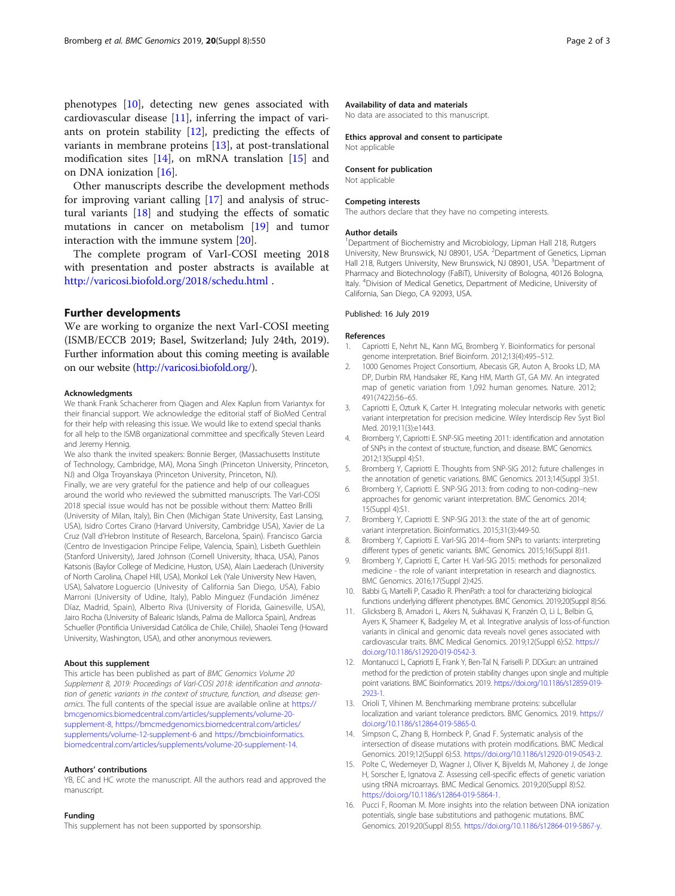phenotypes [10], detecting new genes associated with cardiovascular disease [11], inferring the impact of variants on protein stability [12], predicting the effects of variants in membrane proteins [13], at post-translational modification sites [14], on mRNA translation [15] and on DNA ionization [16].

Other manuscripts describe the development methods for improving variant calling [17] and analysis of structural variants [18] and studying the effects of somatic mutations in cancer on metabolism [19] and tumor interaction with the immune system [20].

The complete program of VarI-COSI meeting 2018 with presentation and poster abstracts is available at http://varicosi.biofold.org/2018/schedu.html .

## Further developments

We are working to organize the next VarI-COSI meeting (ISMB/ECCB 2019; Basel, Switzerland; July 24th, 2019). Further information about this coming meeting is available on our website (http://varicosi.biofold.org/).

#### Acknowledgments

We thank Frank Schacherer from Qiagen and Alex Kaplun from Variantyx for their financial support. We acknowledge the editorial staff of BioMed Central for their help with releasing this issue. We would like to extend special thanks for all help to the ISMB organizational committee and specifically Steven Leard and Jeremy Hennig.

We also thank the invited speakers: Bonnie Berger, (Massachusetts Institute of Technology, Cambridge, MA), Mona Singh (Princeton University, Princeton, NJ) and Olga Troyanskaya (Princeton University, Princeton, NJ).

Finally, we are very grateful for the patience and help of our colleagues around the world who reviewed the submitted manuscripts. The VarI-COSI 2018 special issue would has not be possible without them: Matteo Brilli (University of Milan, Italy), Bin Chen (Michigan State University, East Lansing, USA), Isidro Cortes Cirano (Harvard University, Cambridge USA), Xavier de La Cruz (Vall d'Hebron Institute of Research, Barcelona, Spain). Francisco Garcia (Centro de Investigacion Principe Felipe, Valencia, Spain), Lisbeth Guethlein (Stanford University), Jared Johnson (Cornell University, Ithaca, USA), Panos Katsonis (Baylor College of Medicine, Huston, USA), Alain Laederach (University of North Carolina, Chapel Hill, USA), Monkol Lek (Yale University New Haven, USA), Salvatore Loguercio (Univesity of California San Diego, USA), Fabio Marroni (University of Udine, Italy), Pablo Minguez (Fundación Jiménez Díaz, Madrid, Spain), Alberto Riva (University of Florida, Gainesville, USA), Jairo Rocha (University of Balearic Islands, Palma de Mallorca Spain), Andreas Schueller (Pontificia Universidad Católica de Chile, Chiile), Shaolei Teng (Howard University, Washington, USA), and other anonymous reviewers.

#### About this supplement

This article has been published as part of *BMC Genomics Volume 20 Supplement 8, 2019: Proceedings of VarI-COSI 2018: identification and annotation of genetic variants in the context of structure, function, and disease: genomics*. The full contents of the special issue are available online at https://bmcgenomics.biomedcentral.com/articles/supplements/volume-20-supplement-8, https://bmcmedgenomics.biomedcentral.com/articles/supplements/volume-12-supplement-6 and https://bmcbioinformatics.biomedcentral.com/articles/supplements/volume-20-supplement-14.

#### Authors' contributions

YB, EC and HC wrote the manuscript. All the authors read and approved the manuscript.

#### Funding

This supplement has not been supported by sponsorship.

#### Availability of data and materials

No data are associated to this manuscript.

#### Ethics approval and consent to participate

Not applicable

#### Consent for publication

Not applicable

#### Competing interests

The authors declare that they have no competing interests.

#### Author details

[1]Department of Biochemistry and Microbiology, Lipman Hall 218, Rutgers University, New Brunswick, NJ 08901, USA. [2]Department of Genetics, Lipman Hall 218, Rutgers University, New Brunswick, NJ 08901, USA. [3]Department of Pharmacy and Biotechnology (FaBiT), University of Bologna, 40126 Bologna, Italy. [4]Division of Medical Genetics, Department of Medicine, University of California, San Diego, CA 92093, USA.

Published: 16 July 2019

#### References

1. Capriotti E, Nehrt NL, Kann MG, Bromberg Y. Bioinformatics for personal genome interpretation. Brief Bioinform. 2012;13(4):495–512.
2. 1000 Genomes Project Consortium, Abecasis GR, Auton A, Brooks LD, MA DP, Durbin RM, Handsaker RE, Kang HM, Marth GT, GA MV. An integrated map of genetic variation from 1,092 human genomes. Nature. 2012; 491(7422):56–65.
3. Capriotti E, Ozturk K, Carter H. Integrating molecular networks with genetic variant interpretation for precision medicine. Wiley Interdiscip Rev Syst Biol Med. 2019;11(3):e1443.
4. Bromberg Y, Capriotti E. SNP-SIG meeting 2011: identification and annotation of SNPs in the context of structure, function, and disease. BMC Genomics. 2012;13(Suppl 4):S1.
5. Bromberg Y, Capriotti E. Thoughts from SNP-SIG 2012: future challenges in the annotation of genetic variations. BMC Genomics. 2013;14(Suppl 3):S1.
6. Bromberg Y, Capriotti E. SNP-SIG 2013: from coding to non-coding--new approaches for genomic variant interpretation. BMC Genomics. 2014; 15(Suppl 4):S1.
7. Bromberg Y, Capriotti E. SNP-SIG 2013: the state of the art of genomic variant interpretation. Bioinformatics. 2015;31(3):449-50.
8. Bromberg Y, Capriotti E. VarI-SIG 2014--from SNPs to variants: interpreting different types of genetic variants. BMC Genomics. 2015;16(Suppl 8):I1.
9. Bromberg Y, Capriotti E, Carter H. VarI-SIG 2015: methods for personalized medicine - the role of variant interpretation in research and diagnostics. BMC Genomics. 2016;17(Suppl 2):425.
10. Babbi G, Martelli P, Casadio R. PhenPath: a tool for characterizing biological functions underlying different phenotypes. BMC Genomics. 2019;20(Suppl 8):S6.
11. Glicksberg B, Amadori L, Akers N, Sukhavasi K, Franzén O, Li L, Belbin G, Ayers K, Shameer K, Badgeley M, et al. Integrative analysis of loss-of-function variants in clinical and genomic data reveals novel genes associated with cardiovascular traits. BMC Medical Genomics. 2019;12(Suppl 6):S2. https://doi.org/10.1186/s12920-019-0542-3.
12. Montanucci L, Capriotti E, Frank Y, Ben-Tal N, Fariselli P. DDGun: an untrained method for the prediction of protein stability changes upon single and multiple point variations. BMC Bioinformatics. 2019. https://doi.org/10.1186/s12859-019-2923-1.
13. Orioli T, Vihinen M. Benchmarking membrane proteins: subcellular localization and variant tolerance predictors. BMC Genomics. 2019. https://doi.org/10.1186/s12864-019-5865-0.
14. Simpson C, Zhang B, Hornbeck P, Gnad F. Systematic analysis of the intersection of disease mutations with protein modifications. BMC Medical Genomics. 2019;12(Suppl 6):S3. https://doi.org/10.1186/s12920-019-0543-2.
15. Polte C, Wedemeyer D, Wagner J, Oliver K, Bijvelds M, Mahoney J, de Jonge H, Sorscher E, Ignatova Z. Assessing cell-specific effects of genetic variation using tRNA microarrays. BMC Medical Genomics. 2019;20(Suppl 8):S2. https://doi.org/10.1186/s12864-019-5864-1.
16. Pucci F, Rooman M. More insights into the relation between DNA ionization potentials, single base substitutions and pathogenic mutations. BMC Genomics. 2019;20(Suppl 8):S5. https://doi.org/10.1186/s12864-019-5867-y.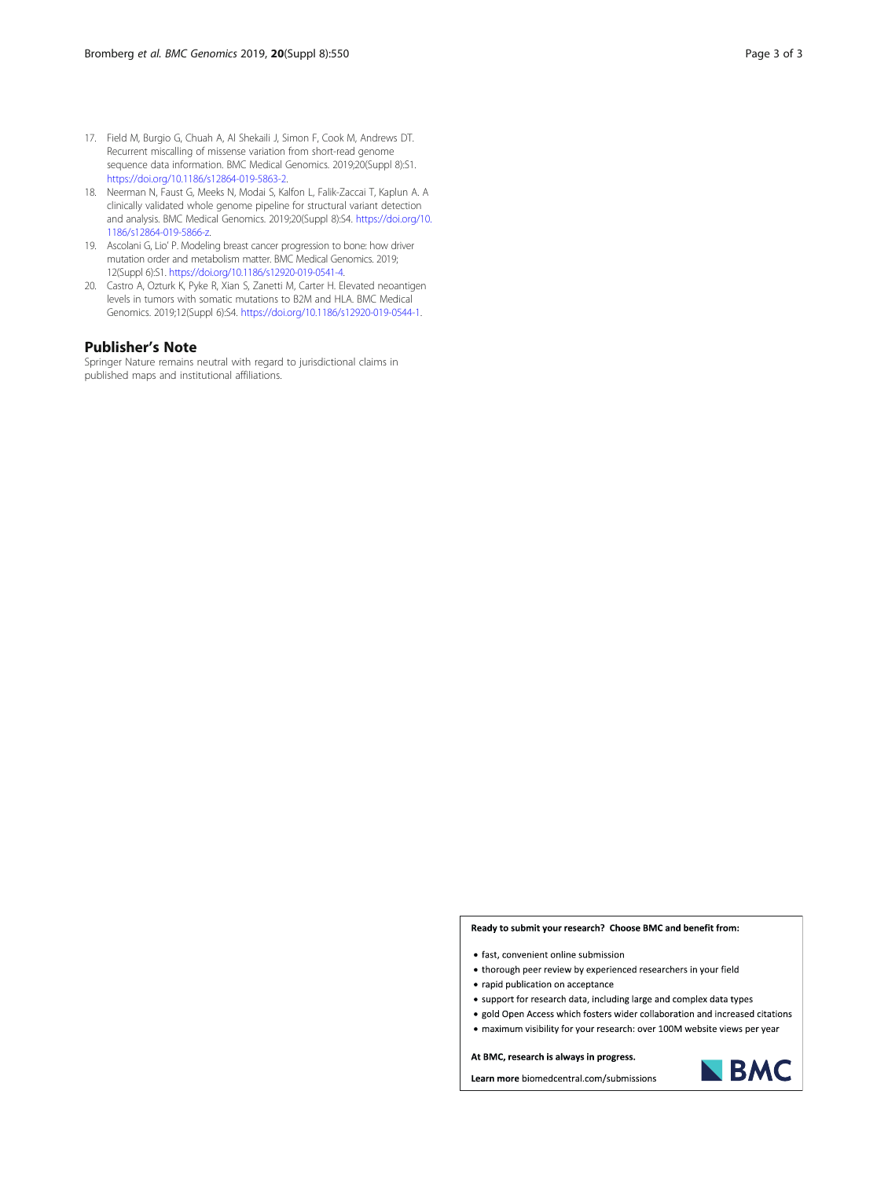17. Field M, Burgio G, Chuah A, Al Shekaili J, Simon F, Cook M, Andrews DT. Recurrent miscalling of missense variation from short-read genome sequence data information. BMC Medical Genomics. 2019;20(Suppl 8):S1. https://doi.org/10.1186/s12864-019-5863-2.
18. Neerman N, Faust G, Meeks N, Modai S, Kalfon L, Falik-Zaccai T, Kaplun A. A clinically validated whole genome pipeline for structural variant detection and analysis. BMC Medical Genomics. 2019;20(Suppl 8):S4. https://doi.org/10.1186/s12864-019-5866-z.
19. Ascolani G, Lio' P. Modeling breast cancer progression to bone: how driver mutation order and metabolism matter. BMC Medical Genomics. 2019; 12(Suppl 6):S1. https://doi.org/10.1186/s12920-019-0541-4.
20. Castro A, Ozturk K, Pyke R, Xian S, Zanetti M, Carter H. Elevated neoantigen levels in tumors with somatic mutations to B2M and HLA. BMC Medical Genomics. 2019;12(Suppl 6):S4. https://doi.org/10.1186/s12920-019-0544-1.

## Publisher's Note

Springer Nature remains neutral with regard to jurisdictional claims in published maps and institutional affiliations.

**Ready to submit your research? Choose BMC and benefit from:**

- fast, convenient online submission
- thorough peer review by experienced researchers in your field
- rapid publication on acceptance
- support for research data, including large and complex data types
- gold Open Access which fosters wider collaboration and increased citations
- maximum visibility for your research: over 100M website views per year

**At BMC, research is always in progress.**

**Learn more** biomedcentral.com/submissions

BMC